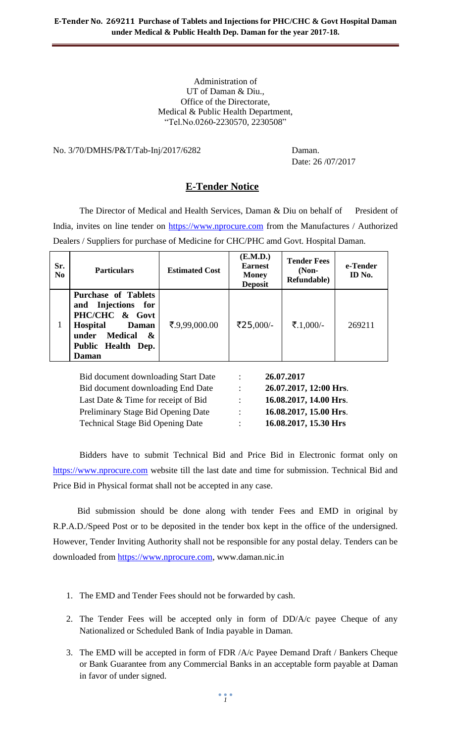Administration of
UT of Daman & Diu.,
Office of the Directorate,
Medical & Public Health Department,
"Tel.No.0260-2230570, 2230508"

No. 3/70/DMHS/P&T/Tab-Inj/2017/6282

Daman.
Date: 26 /07/2017

## E-Tender Notice

The Director of Medical and Health Services, Daman & Diu on behalf of President of India, invites on line tender on https://www.nprocure.com from the Manufactures / Authorized Dealers / Suppliers for purchase of Medicine for CHC/PHC amd Govt. Hospital Daman.

| Sr. No | Particulars | Estimated Cost | (E.M.D.) Earnest Money Deposit | Tender Fees (Non-Refundable) | e-Tender ID No. |
|---|---|---|---|---|---|
| 1 | **Purchase of Tablets and Injections for PHC/CHC & Govt Hospital Daman under Medical & Public Health Dep. Daman** | ₹.9,99,000.00 | ₹25,000/- | ₹.1,000/- | 269211 |

| | | |
|---|---|---|
| Bid document downloading Start Date | : | **26.07.2017** |
| Bid document downloading End Date | : | **26.07.2017, 12:00 Hrs**. |
| Last Date & Time for receipt of Bid | : | **16.08.2017, 14.00 Hrs**. |
| Preliminary Stage Bid Opening Date | : | **16.08.2017, 15.00 Hrs**. |
| Technical Stage Bid Opening Date | : | **16.08.2017, 15.30 Hrs** |

Bidders have to submit Technical Bid and Price Bid in Electronic format only on https://www.nprocure.com website till the last date and time for submission. Technical Bid and Price Bid in Physical format shall not be accepted in any case.

Bid submission should be done along with tender Fees and EMD in original by R.P.A.D./Speed Post or to be deposited in the tender box kept in the office of the undersigned. However, Tender Inviting Authority shall not be responsible for any postal delay. Tenders can be downloaded from https://www.nprocure.com, www.daman.nic.in

1. The EMD and Tender Fees should not be forwarded by cash.
2. The Tender Fees will be accepted only in form of DD/A/c payee Cheque of any Nationalized or Scheduled Bank of India payable in Daman.
3. The EMD will be accepted in form of FDR /A/c Payee Demand Draft / Bankers Cheque or Bank Guarantee from any Commercial Banks in an acceptable form payable at Daman in favor of under signed.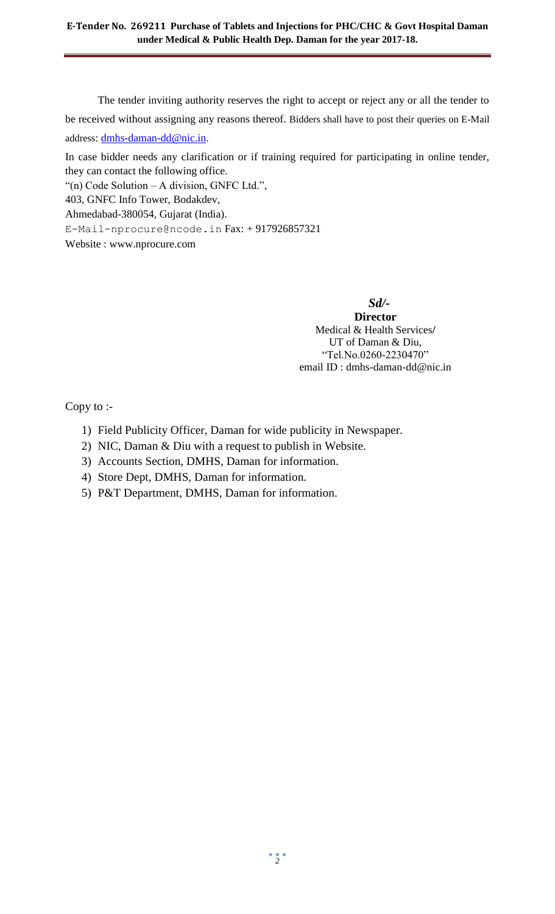The tender inviting authority reserves the right to accept or reject any or all the tender to be received without assigning any reasons thereof. Bidders shall have to post their queries on E-Mail address: dmhs-daman-dd@nic.in.

In case bidder needs any clarification or if training required for participating in online tender, they can contact the following office.

"(n) Code Solution – A division, GNFC Ltd.",
403, GNFC Info Tower, Bodakdev,
Ahmedabad-380054, Gujarat (India).
E-Mail-nprocure@ncode.in Fax: + 917926857321
Website : www.nprocure.com

***Sd/-***
**Director**
Medical & Health Services/
UT of Daman & Diu,
"Tel.No.0260-2230470"
email ID : dmhs-daman-dd@nic.in

Copy to :-

1) Field Publicity Officer, Daman for wide publicity in Newspaper.
2) NIC, Daman & Diu with a request to publish in Website.
3) Accounts Section, DMHS, Daman for information.
4) Store Dept, DMHS, Daman for information.
5) P&T Department, DMHS, Daman for information.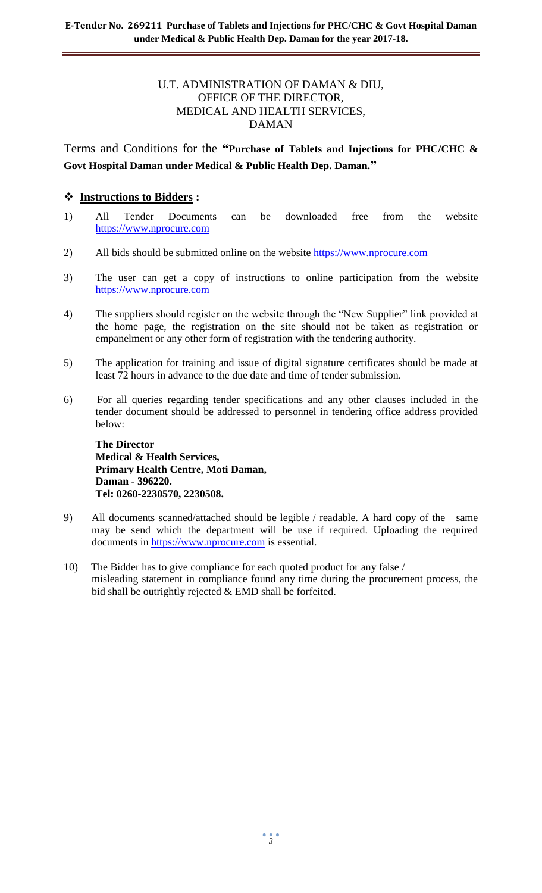U.T. ADMINISTRATION OF DAMAN & DIU,
OFFICE OF THE DIRECTOR,
MEDICAL AND HEALTH SERVICES,
DAMAN

Terms and Conditions for the **"Purchase of Tablets and Injections for PHC/CHC & Govt Hospital Daman under Medical & Public Health Dep. Daman."**

## ❖ Instructions to Bidders :

1) All Tender Documents can be downloaded free from the website https://www.nprocure.com

2) All bids should be submitted online on the website https://www.nprocure.com

3) The user can get a copy of instructions to online participation from the website https://www.nprocure.com

4) The suppliers should register on the website through the "New Supplier" link provided at the home page, the registration on the site should not be taken as registration or empanelment or any other form of registration with the tendering authority.

5) The application for training and issue of digital signature certificates should be made at least 72 hours in advance to the due date and time of tender submission.

6) For all queries regarding tender specifications and any other clauses included in the tender document should be addressed to personnel in tendering office address provided below:

   **The Director**
   **Medical & Health Services,**
   **Primary Health Centre, Moti Daman,**
   **Daman - 396220.**
   **Tel: 0260-2230570, 2230508.**

9) All documents scanned/attached should be legible / readable. A hard copy of the same may be send which the department will be use if required. Uploading the required documents in https://www.nprocure.com is essential.

10) The Bidder has to give compliance for each quoted product for any false / misleading statement in compliance found any time during the procurement process, the bid shall be outrightly rejected & EMD shall be forfeited.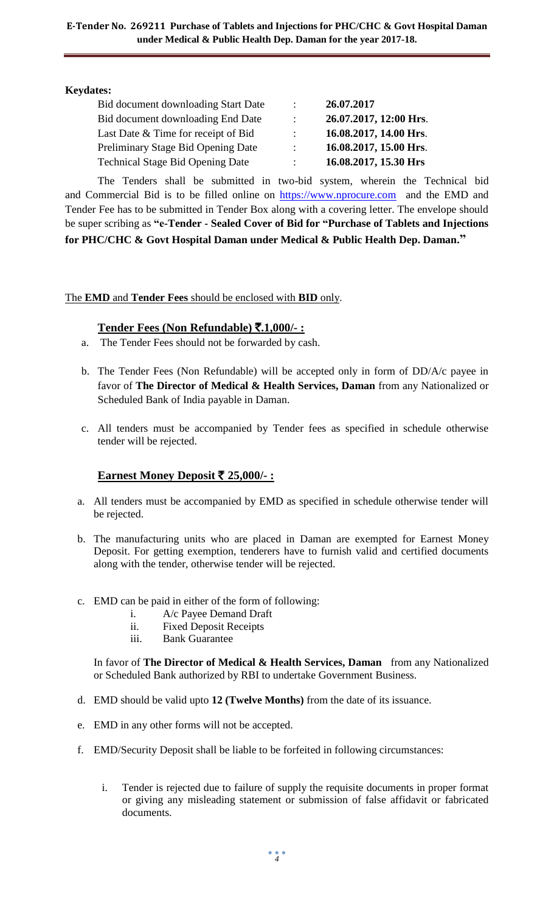**Keydates:**

| | | |
|---|---|---|
| Bid document downloading Start Date | : | **26.07.2017** |
| Bid document downloading End Date | : | **26.07.2017, 12:00 Hrs**. |
| Last Date & Time for receipt of Bid | : | **16.08.2017, 14.00 Hrs**. |
| Preliminary Stage Bid Opening Date | : | **16.08.2017, 15.00 Hrs**. |
| Technical Stage Bid Opening Date | : | **16.08.2017, 15.30 Hrs** |

The Tenders shall be submitted in two-bid system, wherein the Technical bid and Commercial Bid is to be filled online on https://www.nprocure.com and the EMD and Tender Fee has to be submitted in Tender Box along with a covering letter. The envelope should be super scribing as **"e-Tender - Sealed Cover of Bid for "Purchase of Tablets and Injections for PHC/CHC & Govt Hospital Daman under Medical & Public Health Dep. Daman."**

The **EMD** and **Tender Fees** should be enclosed with **BID** only.

### Tender Fees (Non Refundable) ₹.1,000/- :

a. The Tender Fees should not be forwarded by cash.

b. The Tender Fees (Non Refundable) will be accepted only in form of DD/A/c payee in favor of **The Director of Medical & Health Services, Daman** from any Nationalized or Scheduled Bank of India payable in Daman.

c. All tenders must be accompanied by Tender fees as specified in schedule otherwise tender will be rejected.

### Earnest Money Deposit ₹ 25,000/- :

a. All tenders must be accompanied by EMD as specified in schedule otherwise tender will be rejected.

b. The manufacturing units who are placed in Daman are exempted for Earnest Money Deposit. For getting exemption, tenderers have to furnish valid and certified documents along with the tender, otherwise tender will be rejected.

c. EMD can be paid in either of the form of following:
   i. A/c Payee Demand Draft
   ii. Fixed Deposit Receipts
   iii. Bank Guarantee

   In favor of **The Director of Medical & Health Services, Daman** from any Nationalized or Scheduled Bank authorized by RBI to undertake Government Business.

d. EMD should be valid upto **12 (Twelve Months)** from the date of its issuance.

e. EMD in any other forms will not be accepted.

f. EMD/Security Deposit shall be liable to be forfeited in following circumstances:

   i. Tender is rejected due to failure of supply the requisite documents in proper format or giving any misleading statement or submission of false affidavit or fabricated documents.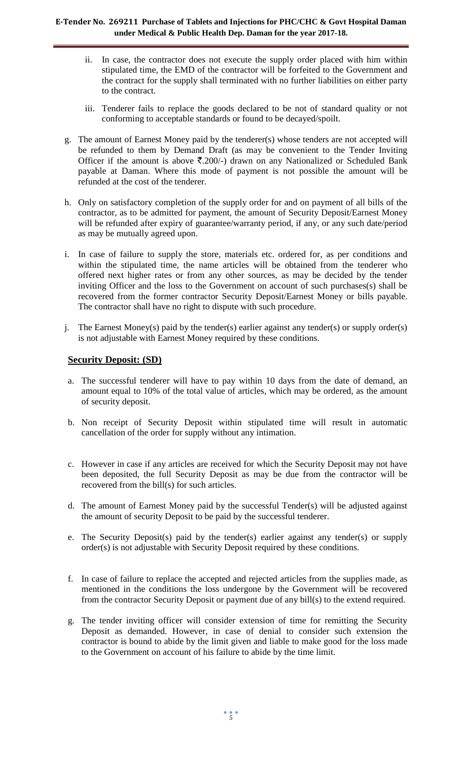ii. In case, the contractor does not execute the supply order placed with him within stipulated time, the EMD of the contractor will be forfeited to the Government and the contract for the supply shall terminated with no further liabilities on either party to the contract.

iii. Tenderer fails to replace the goods declared to be not of standard quality or not conforming to acceptable standards or found to be decayed/spoilt.

g. The amount of Earnest Money paid by the tenderer(s) whose tenders are not accepted will be refunded to them by Demand Draft (as may be convenient to the Tender Inviting Officer if the amount is above ₹.200/-) drawn on any Nationalized or Scheduled Bank payable at Daman. Where this mode of payment is not possible the amount will be refunded at the cost of the tenderer.

h. Only on satisfactory completion of the supply order for and on payment of all bills of the contractor, as to be admitted for payment, the amount of Security Deposit/Earnest Money will be refunded after expiry of guarantee/warranty period, if any, or any such date/period as may be mutually agreed upon.

i. In case of failure to supply the store, materials etc. ordered for, as per conditions and within the stipulated time, the name articles will be obtained from the tenderer who offered next higher rates or from any other sources, as may be decided by the tender inviting Officer and the loss to the Government on account of such purchases(s) shall be recovered from the former contractor Security Deposit/Earnest Money or bills payable. The contractor shall have no right to dispute with such procedure.

j. The Earnest Money(s) paid by the tender(s) earlier against any tender(s) or supply order(s) is not adjustable with Earnest Money required by these conditions.

**Security Deposit: (SD)**

a. The successful tenderer will have to pay within 10 days from the date of demand, an amount equal to 10% of the total value of articles, which may be ordered, as the amount of security deposit.

b. Non receipt of Security Deposit within stipulated time will result in automatic cancellation of the order for supply without any intimation.

c. However in case if any articles are received for which the Security Deposit may not have been deposited, the full Security Deposit as may be due from the contractor will be recovered from the bill(s) for such articles.

d. The amount of Earnest Money paid by the successful Tender(s) will be adjusted against the amount of security Deposit to be paid by the successful tenderer.

e. The Security Deposit(s) paid by the tender(s) earlier against any tender(s) or supply order(s) is not adjustable with Security Deposit required by these conditions.

f. In case of failure to replace the accepted and rejected articles from the supplies made, as mentioned in the conditions the loss undergone by the Government will be recovered from the contractor Security Deposit or payment due of any bill(s) to the extend required.

g. The tender inviting officer will consider extension of time for remitting the Security Deposit as demanded. However, in case of denial to consider such extension the contractor is bound to abide by the limit given and liable to make good for the loss made to the Government on account of his failure to abide by the time limit.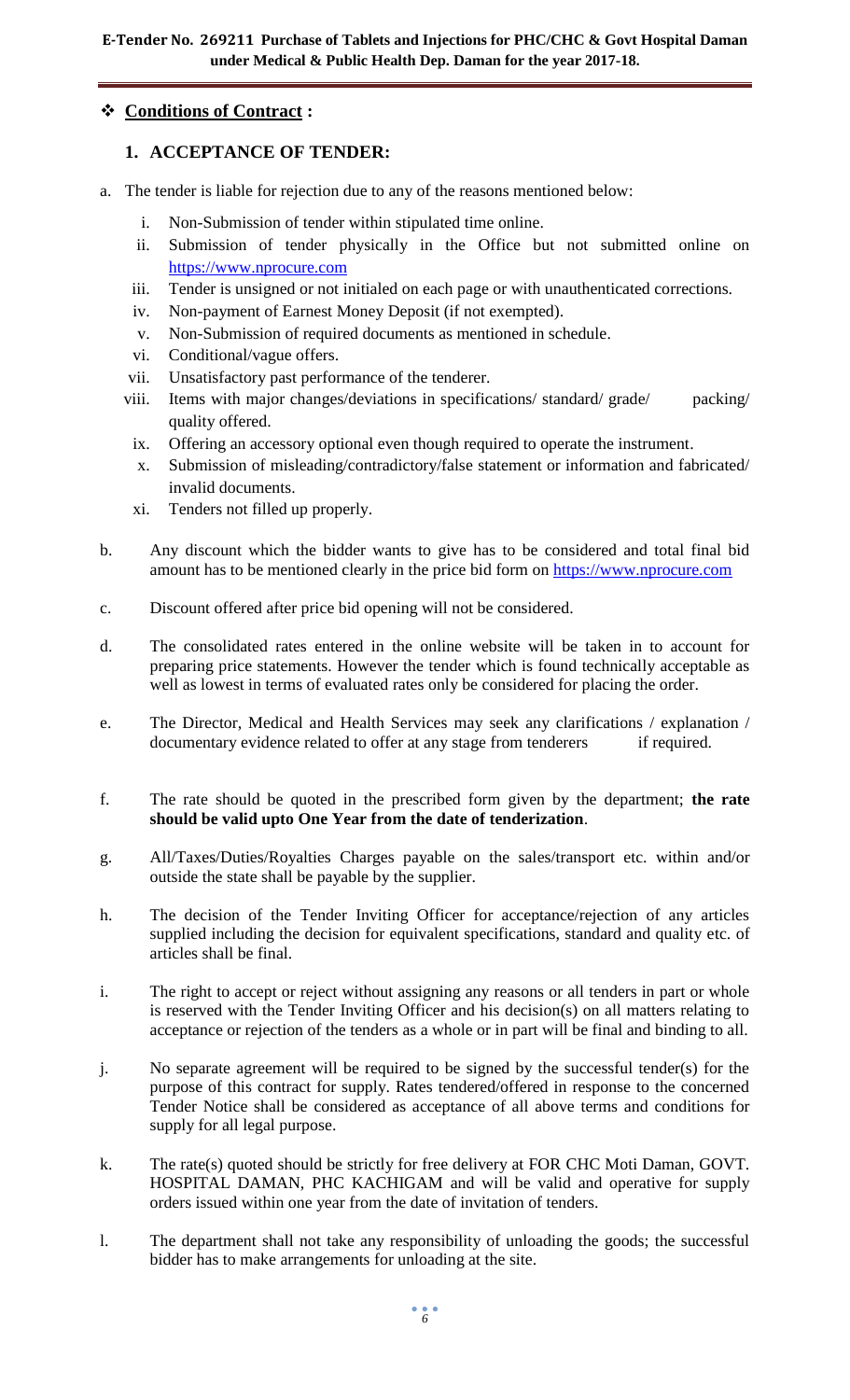## ❖ Conditions of Contract :

### 1. ACCEPTANCE OF TENDER:

a. The tender is liable for rejection due to any of the reasons mentioned below:

   i. Non-Submission of tender within stipulated time online.
   ii. Submission of tender physically in the Office but not submitted online on https://www.nprocure.com
   iii. Tender is unsigned or not initialed on each page or with unauthenticated corrections.
   iv. Non-payment of Earnest Money Deposit (if not exempted).
   v. Non-Submission of required documents as mentioned in schedule.
   vi. Conditional/vague offers.
   vii. Unsatisfactory past performance of the tenderer.
   viii. Items with major changes/deviations in specifications/ standard/ grade/ packing/ quality offered.
   ix. Offering an accessory optional even though required to operate the instrument.
   x. Submission of misleading/contradictory/false statement or information and fabricated/ invalid documents.
   xi. Tenders not filled up properly.

b. Any discount which the bidder wants to give has to be considered and total final bid amount has to be mentioned clearly in the price bid form on https://www.nprocure.com

c. Discount offered after price bid opening will not be considered.

d. The consolidated rates entered in the online website will be taken in to account for preparing price statements. However the tender which is found technically acceptable as well as lowest in terms of evaluated rates only be considered for placing the order.

e. The Director, Medical and Health Services may seek any clarifications / explanation / documentary evidence related to offer at any stage from tenderers if required.

f. The rate should be quoted in the prescribed form given by the department; **the rate should be valid upto One Year from the date of tenderization**.

g. All/Taxes/Duties/Royalties Charges payable on the sales/transport etc. within and/or outside the state shall be payable by the supplier.

h. The decision of the Tender Inviting Officer for acceptance/rejection of any articles supplied including the decision for equivalent specifications, standard and quality etc. of articles shall be final.

i. The right to accept or reject without assigning any reasons or all tenders in part or whole is reserved with the Tender Inviting Officer and his decision(s) on all matters relating to acceptance or rejection of the tenders as a whole or in part will be final and binding to all.

j. No separate agreement will be required to be signed by the successful tender(s) for the purpose of this contract for supply. Rates tendered/offered in response to the concerned Tender Notice shall be considered as acceptance of all above terms and conditions for supply for all legal purpose.

k. The rate(s) quoted should be strictly for free delivery at FOR CHC Moti Daman, GOVT. HOSPITAL DAMAN, PHC KACHIGAM and will be valid and operative for supply orders issued within one year from the date of invitation of tenders.

l. The department shall not take any responsibility of unloading the goods; the successful bidder has to make arrangements for unloading at the site.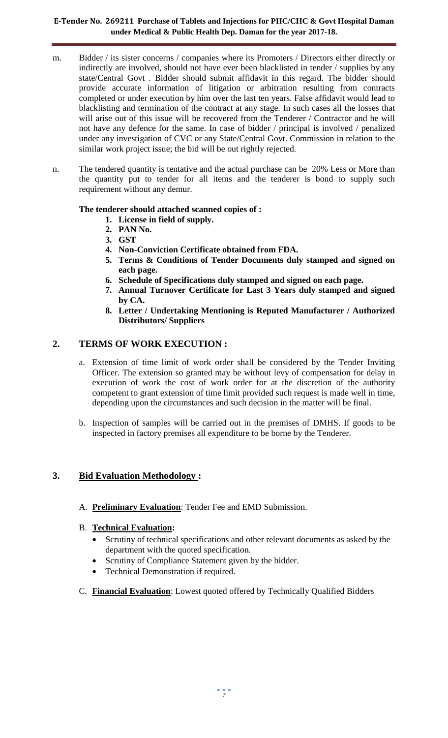m. Bidder / its sister concerns / companies where its Promoters / Directors either directly or indirectly are involved, should not have ever been blacklisted in tender / supplies by any state/Central Govt . Bidder should submit affidavit in this regard. The bidder should provide accurate information of litigation or arbitration resulting from contracts completed or under execution by him over the last ten years. False affidavit would lead to blacklisting and termination of the contract at any stage. In such cases all the losses that will arise out of this issue will be recovered from the Tenderer / Contractor and he will not have any defence for the same. In case of bidder / principal is involved / penalized under any investigation of CVC or any State/Central Govt. Commission in relation to the similar work project issue; the bid will be out rightly rejected.

n. The tendered quantity is tentative and the actual purchase can be 20% Less or More than the quantity put to tender for all items and the tenderer is bond to supply such requirement without any demur.

**The tenderer should attached scanned copies of :**

1. **License in field of supply.**
2. **PAN No.**
3. **GST**
4. **Non-Conviction Certificate obtained from FDA.**
5. **Terms & Conditions of Tender Documents duly stamped and signed on each page.**
6. **Schedule of Specifications duly stamped and signed on each page.**
7. **Annual Turnover Certificate for Last 3 Years duly stamped and signed by CA.**
8. **Letter / Undertaking Mentioning is Reputed Manufacturer / Authorized Distributors/ Suppliers**

## 2. TERMS OF WORK EXECUTION :

a. Extension of time limit of work order shall be considered by the Tender Inviting Officer. The extension so granted may be without levy of compensation for delay in execution of work the cost of work order for at the discretion of the authority competent to grant extension of time limit provided such request is made well in time, depending upon the circumstances and such decision in the matter will be final.

b. Inspection of samples will be carried out in the premises of DMHS. If goods to be inspected in factory premises all expenditure to be borne by the Tenderer.

## 3. Bid Evaluation Methodology :

A. **Preliminary Evaluation**: Tender Fee and EMD Submission.

B. **Technical Evaluation:**

- Scrutiny of technical specifications and other relevant documents as asked by the department with the quoted specification.
- Scrutiny of Compliance Statement given by the bidder.
- Technical Demonstration if required.

C. **Financial Evaluation**: Lowest quoted offered by Technically Qualified Bidders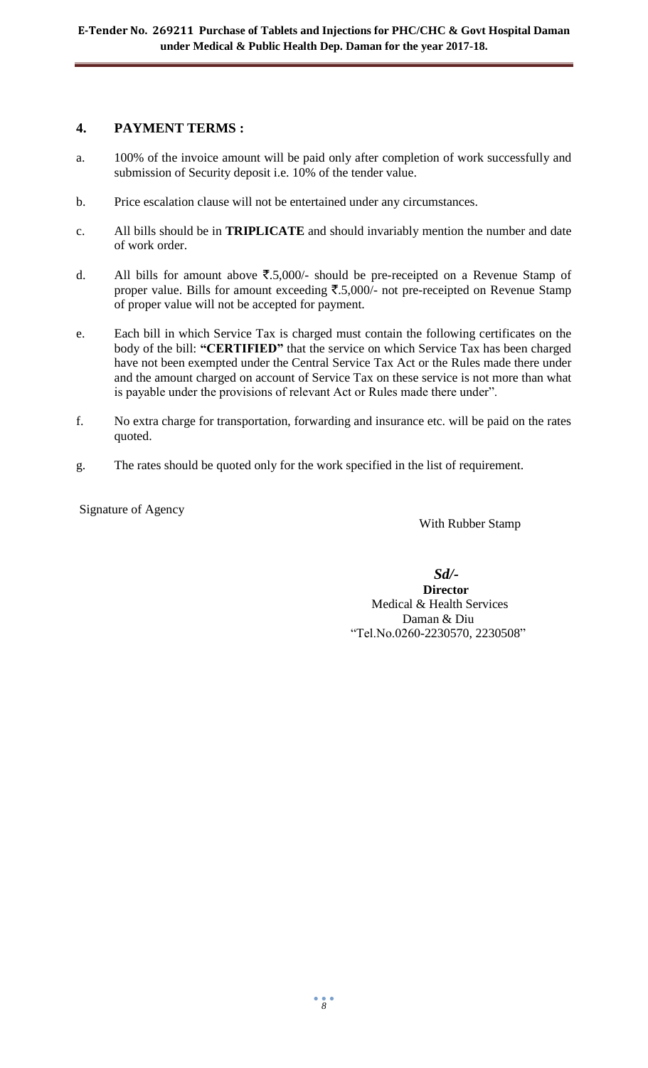## 4. PAYMENT TERMS :

a. 100% of the invoice amount will be paid only after completion of work successfully and submission of Security deposit i.e. 10% of the tender value.

b. Price escalation clause will not be entertained under any circumstances.

c. All bills should be in **TRIPLICATE** and should invariably mention the number and date of work order.

d. All bills for amount above ₹.5,000/- should be pre-receipted on a Revenue Stamp of proper value. Bills for amount exceeding ₹.5,000/- not pre-receipted on Revenue Stamp of proper value will not be accepted for payment.

e. Each bill in which Service Tax is charged must contain the following certificates on the body of the bill: **"CERTIFIED"** that the service on which Service Tax has been charged have not been exempted under the Central Service Tax Act or the Rules made there under and the amount charged on account of Service Tax on these service is not more than what is payable under the provisions of relevant Act or Rules made there under".

f. No extra charge for transportation, forwarding and insurance etc. will be paid on the rates quoted.

g. The rates should be quoted only for the work specified in the list of requirement.

Signature of Agency

With Rubber Stamp

***Sd/-***

**Director**

Medical & Health Services

Daman & Diu

"Tel.No.0260-2230570, 2230508"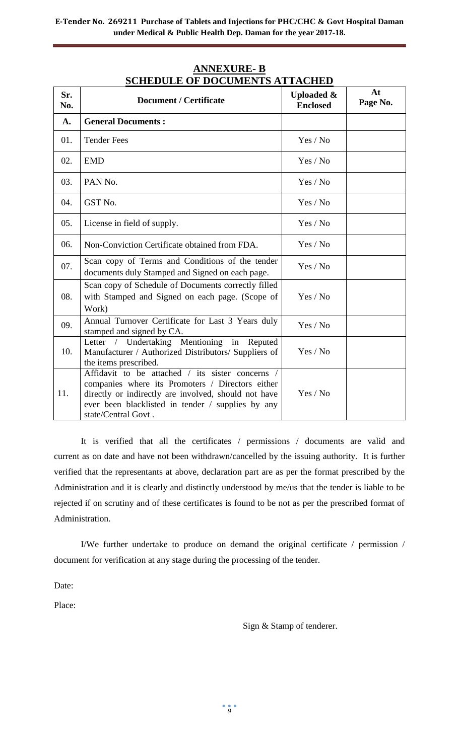## ANNEXURE- B

## SCHEDULE OF DOCUMENTS ATTACHED

| Sr. No. | Document / Certificate | Uploaded & Enclosed | At Page No. |
|---|---|---|---|
| **A.** | **General Documents :** | | |
| 01. | Tender Fees | Yes / No | |
| 02. | EMD | Yes / No | |
| 03. | PAN No. | Yes / No | |
| 04. | GST No. | Yes / No | |
| 05. | License in field of supply. | Yes / No | |
| 06. | Non-Conviction Certificate obtained from FDA. | Yes / No | |
| 07. | Scan copy of Terms and Conditions of the tender documents duly Stamped and Signed on each page. | Yes / No | |
| 08. | Scan copy of Schedule of Documents correctly filled with Stamped and Signed on each page. (Scope of Work) | Yes / No | |
| 09. | Annual Turnover Certificate for Last 3 Years duly stamped and signed by CA. | Yes / No | |
| 10. | Letter / Undertaking Mentioning in Reputed Manufacturer / Authorized Distributors/ Suppliers of the items prescribed. | Yes / No | |
| 11. | Affidavit to be attached / its sister concerns / companies where its Promoters / Directors either directly or indirectly are involved, should not have ever been blacklisted in tender / supplies by any state/Central Govt . | Yes / No | |

It is verified that all the certificates / permissions / documents are valid and current as on date and have not been withdrawn/cancelled by the issuing authority. It is further verified that the representants at above, declaration part are as per the format prescribed by the Administration and it is clearly and distinctly understood by me/us that the tender is liable to be rejected if on scrutiny and of these certificates is found to be not as per the prescribed format of Administration.

I/We further undertake to produce on demand the original certificate / permission / document for verification at any stage during the processing of the tender.

Date:

Place:

Sign & Stamp of tenderer.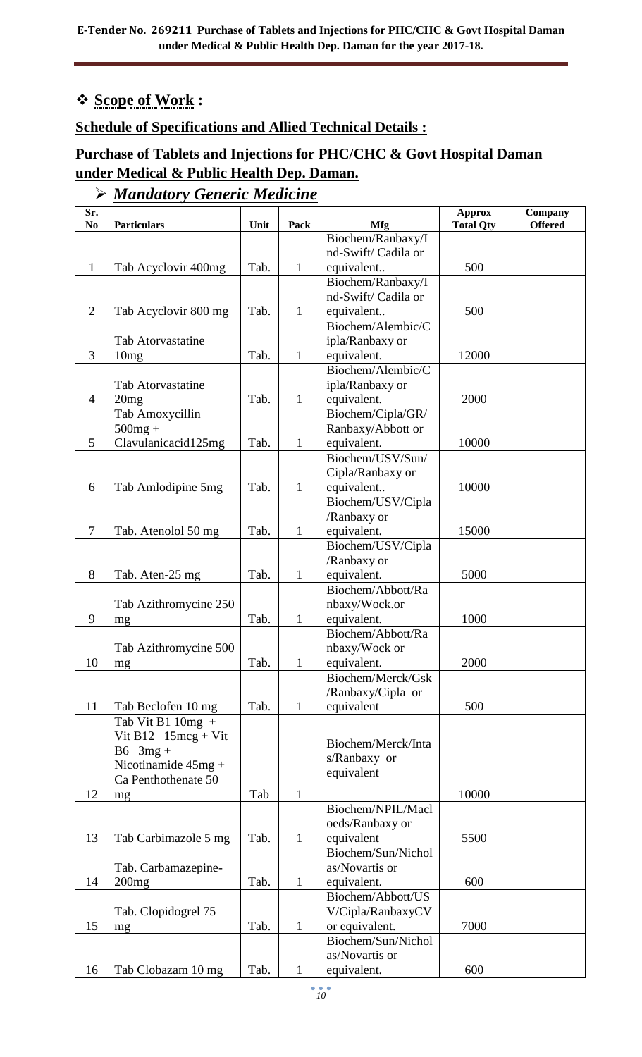**E-Tender No. 269211 Purchase of Tablets and Injections for PHC/CHC & Govt Hospital Daman under Medical & Public Health Dep. Daman for the year 2017-18.**

## ❖ **Scope of Work :**

### **Schedule of Specifications and Allied Technical Details :**

### **Purchase of Tablets and Injections for PHC/CHC & Govt Hospital Daman under Medical & Public Health Dep. Daman.**

➢ ***Mandatory Generic Medicine***

| Sr. No | Particulars | Unit | Pack | Mfg | Approx Total Qty | Company Offered |
|---|---|---|---|---|---|---|
| 1 | Tab Acyclovir 400mg | Tab. | 1 | Biochem/Ranbaxy/Ind-Swift/ Cadila or equivalent.. | 500 | |
| 2 | Tab Acyclovir 800 mg | Tab. | 1 | Biochem/Ranbaxy/Ind-Swift/ Cadila or equivalent.. | 500 | |
| 3 | Tab Atorvastatine 10mg | Tab. | 1 | Biochem/Alembic/Cipla/Ranbaxy or equivalent. | 12000 | |
| 4 | Tab Atorvastatine 20mg | Tab. | 1 | Biochem/Alembic/Cipla/Ranbaxy or equivalent. | 2000 | |
| 5 | Tab Amoxycillin 500mg + Clavulanicacid125mg | Tab. | 1 | Biochem/Cipla/GR/Ranbaxy/Abbott or equivalent. | 10000 | |
| 6 | Tab Amlodipine 5mg | Tab. | 1 | Biochem/USV/Sun/Cipla/Ranbaxy or equivalent.. | 10000 | |
| 7 | Tab. Atenolol 50 mg | Tab. | 1 | Biochem/USV/Cipla/Ranbaxy or equivalent. | 15000 | |
| 8 | Tab. Aten-25 mg | Tab. | 1 | Biochem/USV/Cipla/Ranbaxy or equivalent. | 5000 | |
| 9 | Tab Azithromycine 250 mg | Tab. | 1 | Biochem/Abbott/Ranbaxy/Wock.or equivalent. | 1000 | |
| 10 | Tab Azithromycine 500 mg | Tab. | 1 | Biochem/Abbott/Ranbaxy/Wock or equivalent. | 2000 | |
| 11 | Tab Beclofen 10 mg | Tab. | 1 | Biochem/Merck/Gsk/Ranbaxy/Cipla or equivalent | 500 | |
| 12 | Tab Vit B1 10mg + Vit B12 15mcg + Vit B6 3mg + Nicotinamide 45mg + Ca Penthothenate 50 mg | Tab | 1 | Biochem/Merck/Intas/Ranbaxy or equivalent | 10000 | |
| 13 | Tab Carbimazole 5 mg | Tab. | 1 | Biochem/NPIL/Macloeds/Ranbaxy or equivalent | 5500 | |
| 14 | Tab. Carbamazepine-200mg | Tab. | 1 | Biochem/Sun/Nicholas/Novartis or equivalent. | 600 | |
| 15 | Tab. Clopidogrel 75 mg | Tab. | 1 | Biochem/Abbott/USV/Cipla/RanbaxyCV or equivalent. | 7000 | |
| 16 | Tab Clobazam 10 mg | Tab. | 1 | Biochem/Sun/Nicholas/Novartis or equivalent. | 600 | |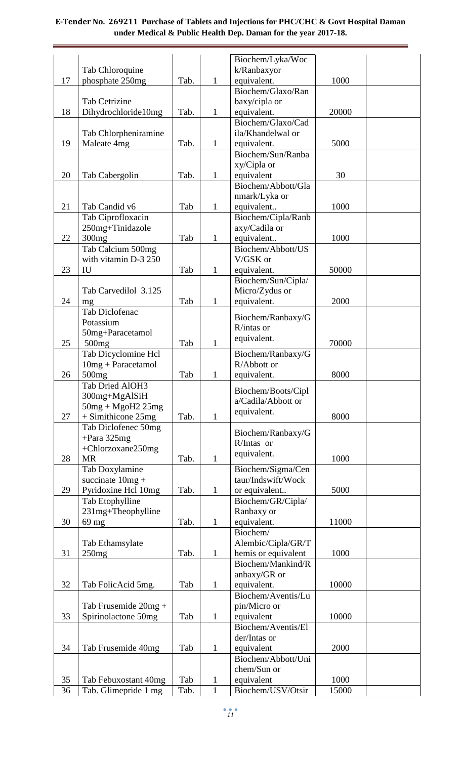| 17 | Tab Chloroquine phosphate 250mg | Tab. | 1 | Biochem/Lyka/Wock/Ranbaxyor equivalent. | 1000 | |
|---|---|---|---|---|---|---|
| 18 | Tab Cetrizine Dihydrochloride10mg | Tab. | 1 | Biochem/Glaxo/Ranbaxy/cipla or equivalent. | 20000 | |
| 19 | Tab Chlorpheniramine Maleate 4mg | Tab. | 1 | Biochem/Glaxo/Cadila/Khandelwal or equivalent. | 5000 | |
| 20 | Tab Cabergolin | Tab. | 1 | Biochem/Sun/Ranbaxy/Cipla or equivalent | 30 | |
| 21 | Tab Candid v6 | Tab | 1 | Biochem/Abbott/Glanmark/Lyka or equivalent.. | 1000 | |
| 22 | Tab Ciprofloxacin 250mg+Tinidazole 300mg | Tab | 1 | Biochem/Cipla/Ranbaxy/Cadila or equivalent.. | 1000 | |
| 23 | Tab Calcium 500mg with vitamin D-3 250 IU | Tab | 1 | Biochem/Abbott/USV/GSK or equivalent. | 50000 | |
| 24 | Tab Carvedilol 3.125 mg | Tab | 1 | Biochem/Sun/Cipla/Micro/Zydus or equivalent. | 2000 | |
| 25 | Tab Diclofenac Potassium 50mg+Paracetamol 500mg | Tab | 1 | Biochem/Ranbaxy/GR/intas or equivalent. | 70000 | |
| 26 | Tab Dicyclomine Hcl 10mg + Paracetamol 500mg | Tab | 1 | Biochem/Ranbaxy/GR/Abbott or equivalent. | 8000 | |
| 27 | Tab Dried AlOH3 300mg+MgAlSiH 50mg + MgoH2 25mg + Simithicone 25mg | Tab. | 1 | Biochem/Boots/Cipla/Cadila/Abbott or equivalent. | 8000 | |
| 28 | Tab Diclofenec 50mg +Para 325mg +Chlorzoxane250mg MR | Tab. | 1 | Biochem/Ranbaxy/GR/Intas or equivalent. | 1000 | |
| 29 | Tab Doxylamine succinate 10mg + Pyridoxine Hcl 10mg | Tab. | 1 | Biochem/Sigma/Centaur/Indswift/Wock or equivalent.. | 5000 | |
| 30 | Tab Etophylline 231mg+Theophylline 69 mg | Tab. | 1 | Biochem/GR/Cipla/Ranbaxy or equivalent. | 11000 | |
| 31 | Tab Ethamsylate 250mg | Tab. | 1 | Biochem/ Alembic/Cipla/GR/Themis or equivalent | 1000 | |
| 32 | Tab FolicAcid 5mg. | Tab | 1 | Biochem/Mankind/Ranbaxy/GR or equivalent. | 10000 | |
| 33 | Tab Frusemide 20mg + Spirinolactone 50mg | Tab | 1 | Biochem/Aventis/Lupin/Micro or equivalent | 10000 | |
| 34 | Tab Frusemide 40mg | Tab | 1 | Biochem/Aventis/Elder/Intas or equivalent | 2000 | |
| 35 | Tab Febuxostant 40mg | Tab | 1 | Biochem/Abbott/Unichem/Sun or equivalent | 1000 | |
| 36 | Tab. Glimepride 1 mg | Tab. | 1 | Biochem/USV/Otsir | 15000 | |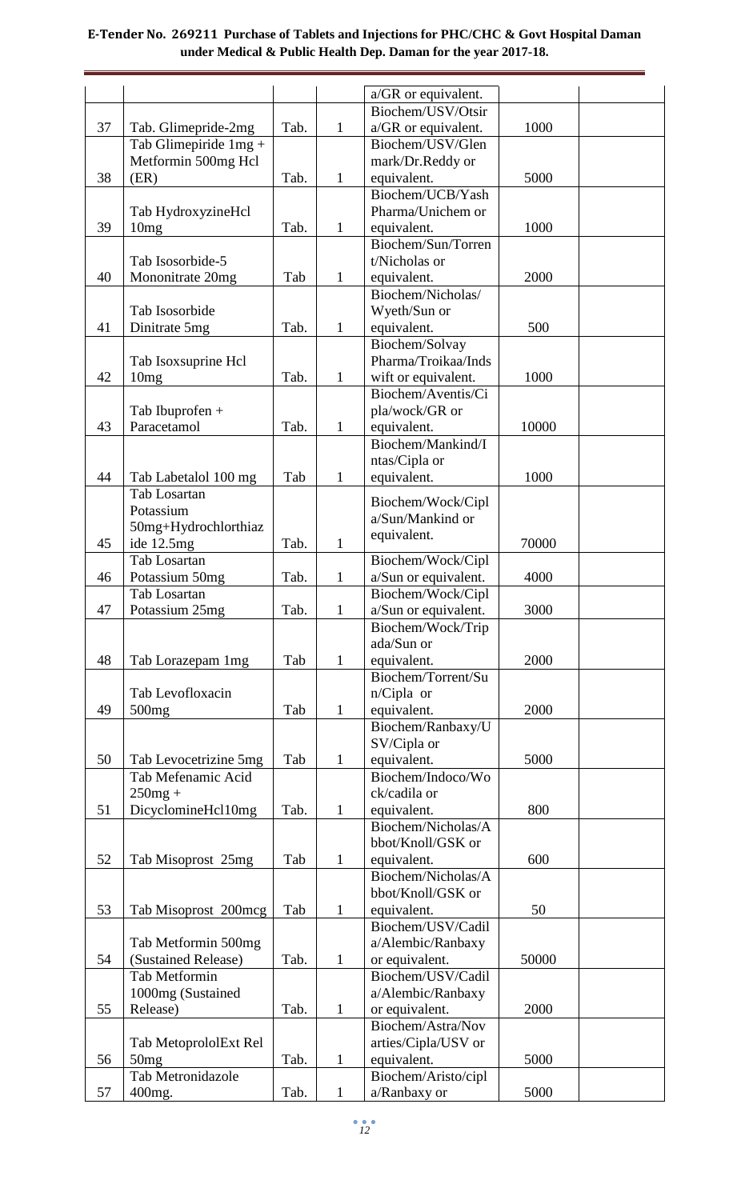| | | | | a/GR or equivalent. | | |
|---|---|---|---|---|---|---|
| 37 | Tab. Glimepride-2mg | Tab. | 1 | Biochem/USV/Otsira/GR or equivalent. | 1000 | |
| 38 | Tab Glimepiride 1mg + Metformin 500mg Hcl (ER) | Tab. | 1 | Biochem/USV/Glenmark/Dr.Reddy or equivalent. | 5000 | |
| 39 | Tab HydroxyzineHcl 10mg | Tab. | 1 | Biochem/UCB/Yash Pharma/Unichem or equivalent. | 1000 | |
| 40 | Tab Isosorbide-5 Mononitrate 20mg | Tab | 1 | Biochem/Sun/Torrent/Nicholas or equivalent. | 2000 | |
| 41 | Tab Isosorbide Dinitrate 5mg | Tab. | 1 | Biochem/Nicholas/Wyeth/Sun or equivalent. | 500 | |
| 42 | Tab Isoxsuprine Hcl 10mg | Tab. | 1 | Biochem/Solvay Pharma/Troikaa/Indswift or equivalent. | 1000 | |
| 43 | Tab Ibuprofen + Paracetamol | Tab. | 1 | Biochem/Aventis/Cipla/wock/GR or equivalent. | 10000 | |
| 44 | Tab Labetalol 100 mg | Tab | 1 | Biochem/Mankind/Intas/Cipla or equivalent. | 1000 | |
| 45 | Tab Losartan Potassium 50mg+Hydrochlorthiazide 12.5mg | Tab. | 1 | Biochem/Wock/Cipla/Sun/Mankind or equivalent. | 70000 | |
| 46 | Tab Losartan Potassium 50mg | Tab. | 1 | Biochem/Wock/Cipla/Sun or equivalent. | 4000 | |
| 47 | Tab Losartan Potassium 25mg | Tab. | 1 | Biochem/Wock/Cipla/Sun or equivalent. | 3000 | |
| 48 | Tab Lorazepam 1mg | Tab | 1 | Biochem/Wock/Tripada/Sun or equivalent. | 2000 | |
| 49 | Tab Levofloxacin 500mg | Tab | 1 | Biochem/Torrent/Sun/Cipla or equivalent. | 2000 | |
| 50 | Tab Levocetrizine 5mg | Tab | 1 | Biochem/Ranbaxy/USV/Cipla or equivalent. | 5000 | |
| 51 | Tab Mefenamic Acid 250mg + DicyclomineHcl10mg | Tab. | 1 | Biochem/Indoco/Wock/cadila or equivalent. | 800 | |
| 52 | Tab Misoprost 25mg | Tab | 1 | Biochem/Nicholas/Abbot/Knoll/GSK or equivalent. | 600 | |
| 53 | Tab Misoprost 200mcg | Tab | 1 | Biochem/Nicholas/Abbot/Knoll/GSK or equivalent. | 50 | |
| 54 | Tab Metformin 500mg (Sustained Release) | Tab. | 1 | Biochem/USV/Cadila/Alembic/Ranbaxy or equivalent. | 50000 | |
| 55 | Tab Metformin 1000mg (Sustained Release) | Tab. | 1 | Biochem/USV/Cadila/Alembic/Ranbaxy or equivalent. | 2000 | |
| 56 | Tab MetoprololExt Rel 50mg | Tab. | 1 | Biochem/Astra/Novarties/Cipla/USV or equivalent. | 5000 | |
| 57 | Tab Metronidazole 400mg. | Tab. | 1 | Biochem/Aristo/cipla/Ranbaxy or | 5000 | |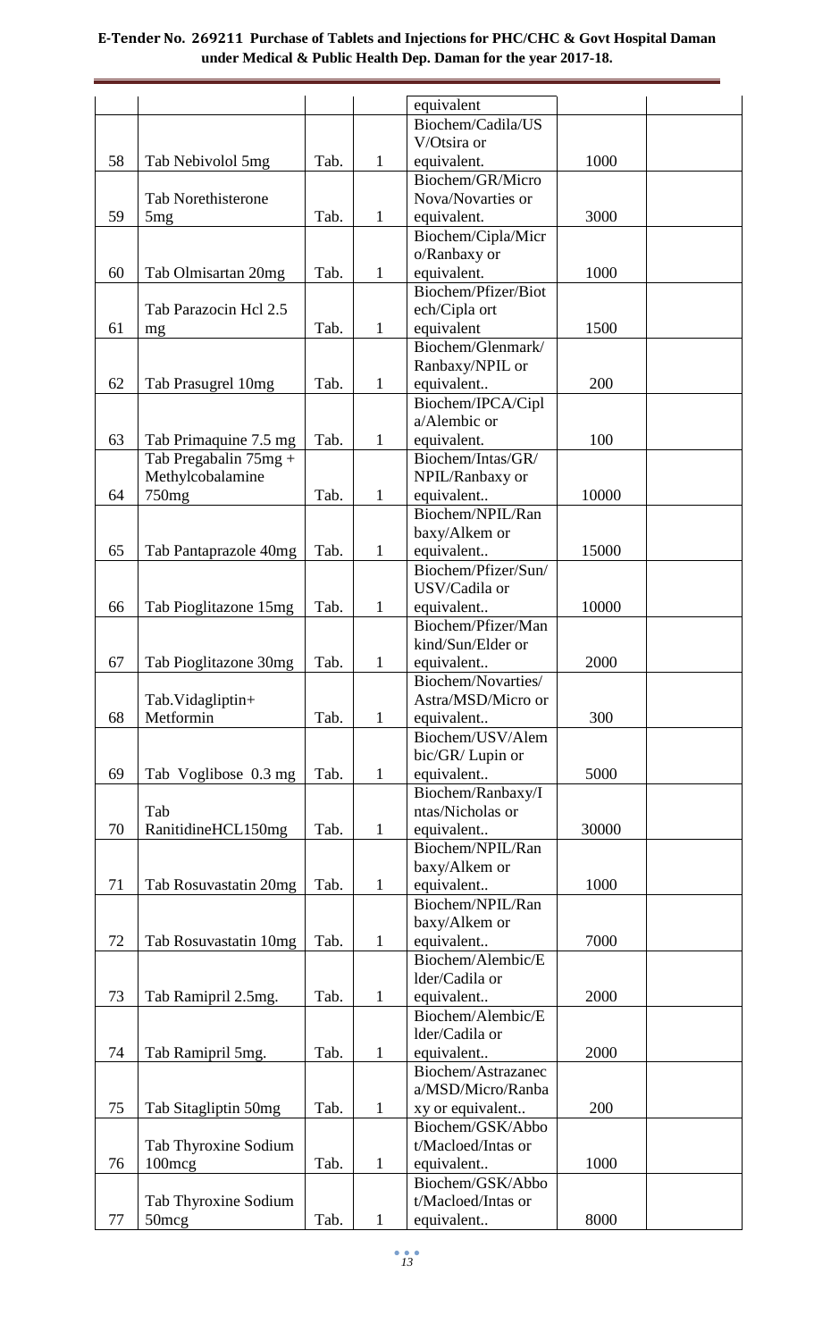| | | | | equivalent | | |
|---|---|---|---|---|---|---|
| 58 | Tab Nebivolol 5mg | Tab. | 1 | Biochem/Cadila/USV/Otsira or equivalent. | 1000 | |
| 59 | Tab Norethisterone 5mg | Tab. | 1 | Biochem/GR/Micro Nova/Novarties or equivalent. | 3000 | |
| 60 | Tab Olmisartan 20mg | Tab. | 1 | Biochem/Cipla/Micro/Ranbaxy or equivalent. | 1000 | |
| 61 | Tab Parazocin Hcl 2.5 mg | Tab. | 1 | Biochem/Pfizer/Biotech/Cipla ort equivalent | 1500 | |
| 62 | Tab Prasugrel 10mg | Tab. | 1 | Biochem/Glenmark/Ranbaxy/NPIL or equivalent.. | 200 | |
| 63 | Tab Primaquine 7.5 mg | Tab. | 1 | Biochem/IPCA/Cipla/Alembic or equivalent. | 100 | |
| 64 | Tab Pregabalin 75mg + Methylcobalamine 750mg | Tab. | 1 | Biochem/Intas/GR/NPIL/Ranbaxy or equivalent.. | 10000 | |
| 65 | Tab Pantaprazole 40mg | Tab. | 1 | Biochem/NPIL/Ranbaxy/Alkem or equivalent.. | 15000 | |
| 66 | Tab Pioglitazone 15mg | Tab. | 1 | Biochem/Pfizer/Sun/USV/Cadila or equivalent.. | 10000 | |
| 67 | Tab Pioglitazone 30mg | Tab. | 1 | Biochem/Pfizer/Mankind/Sun/Elder or equivalent.. | 2000 | |
| 68 | Tab.Vidagliptin+ Metformin | Tab. | 1 | Biochem/Novarties/Astra/MSD/Micro or equivalent.. | 300 | |
| 69 | Tab Voglibose 0.3 mg | Tab. | 1 | Biochem/USV/Alembic/GR/ Lupin or equivalent.. | 5000 | |
| 70 | Tab RanitidineHCL150mg | Tab. | 1 | Biochem/Ranbaxy/Intas/Nicholas or equivalent.. | 30000 | |
| 71 | Tab Rosuvastatin 20mg | Tab. | 1 | Biochem/NPIL/Ranbaxy/Alkem or equivalent.. | 1000 | |
| 72 | Tab Rosuvastatin 10mg | Tab. | 1 | Biochem/NPIL/Ranbaxy/Alkem or equivalent.. | 7000 | |
| 73 | Tab Ramipril 2.5mg. | Tab. | 1 | Biochem/Alembic/Elder/Cadila or equivalent.. | 2000 | |
| 74 | Tab Ramipril 5mg. | Tab. | 1 | Biochem/Alembic/Elder/Cadila or equivalent.. | 2000 | |
| 75 | Tab Sitagliptin 50mg | Tab. | 1 | Biochem/Astrazaneca/MSD/Micro/Ranbaxy or equivalent.. | 200 | |
| 76 | Tab Thyroxine Sodium 100mcg | Tab. | 1 | Biochem/GSK/Abbot/Macloed/Intas or equivalent.. | 1000 | |
| 77 | Tab Thyroxine Sodium 50mcg | Tab. | 1 | Biochem/GSK/Abbot/Macloed/Intas or equivalent.. | 8000 | |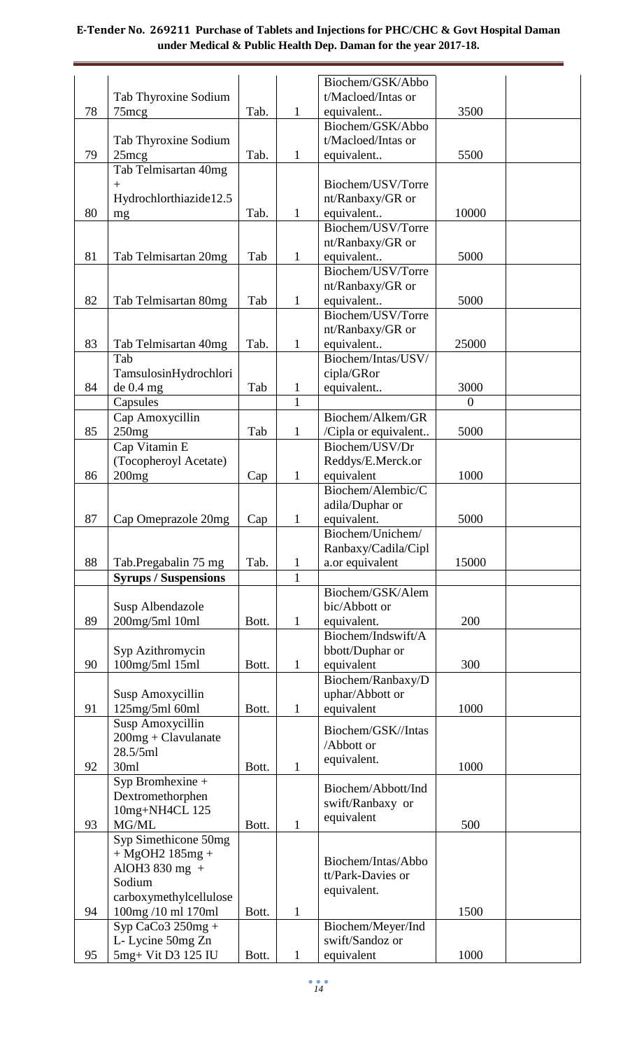| 78 | Tab Thyroxine Sodium 75mcg | Tab. | 1 | Biochem/GSK/Abbott/Macloed/Intas or equivalent.. | 3500 | |
|---|---|---|---|---|---|---|
| 79 | Tab Thyroxine Sodium 25mcg | Tab. | 1 | Biochem/GSK/Abbott/Macloed/Intas or equivalent.. | 5500 | |
| 80 | Tab Telmisartan 40mg + Hydrochlorthiazide12.5 mg | Tab. | 1 | Biochem/USV/Torrent/Ranbaxy/GR or equivalent.. | 10000 | |
| 81 | Tab Telmisartan 20mg | Tab | 1 | Biochem/USV/Torrent/Ranbaxy/GR or equivalent.. | 5000 | |
| 82 | Tab Telmisartan 80mg | Tab | 1 | Biochem/USV/Torrent/Ranbaxy/GR or equivalent.. | 5000 | |
| 83 | Tab Telmisartan 40mg | Tab. | 1 | Biochem/USV/Torrent/Ranbaxy/GR or equivalent.. | 25000 | |
| 84 | Tab TamsulosinHydrochloride 0.4 mg | Tab | 1 | Biochem/Intas/USV/cipla/GRor equivalent.. | 3000 | |
| | Capsules | | 1 | | 0 | |
| 85 | Cap Amoxycillin 250mg | Tab | 1 | Biochem/Alkem/GR/Cipla or equivalent.. | 5000 | |
| 86 | Cap Vitamin E (Tocopheroyl Acetate) 200mg | Cap | 1 | Biochem/USV/Dr Reddys/E.Merck.or equivalent | 1000 | |
| 87 | Cap Omeprazole 20mg | Cap | 1 | Biochem/Alembic/Cadila/Duphar or equivalent. | 5000 | |
| 88 | Tab.Pregabalin 75 mg | Tab. | 1 | Biochem/Unichem/Ranbaxy/Cadila/Cipla.or equivalent | 15000 | |
| | **Syrups / Suspensions** | | 1 | | | |
| 89 | Susp Albendazole 200mg/5ml 10ml | Bott. | 1 | Biochem/GSK/Alembic/Abbott or equivalent. | 200 | |
| 90 | Syp Azithromycin 100mg/5ml 15ml | Bott. | 1 | Biochem/Indswift/Abbott/Duphar or equivalent | 300 | |
| 91 | Susp Amoxycillin 125mg/5ml 60ml | Bott. | 1 | Biochem/Ranbaxy/Duphar/Abbott or equivalent | 1000 | |
| 92 | Susp Amoxycillin 200mg + Clavulanate 28.5/5ml 30ml | Bott. | 1 | Biochem/GSK//Intas/Abbott or equivalent. | 1000 | |
| 93 | Syp Bromhexine + Dextromethorphen 10mg+NH4CL 125 MG/ML | Bott. | 1 | Biochem/Abbott/Indswift/Ranbaxy or equivalent | 500 | |
| 94 | Syp Simethicone 50mg + MgOH2 185mg + AlOH3 830 mg + Sodium carboxymethylcellulose 100mg /10 ml 170ml | Bott. | 1 | Biochem/Intas/Abbott/Park-Davies or equivalent. | 1500 | |
| 95 | Syp CaCo3 250mg + L- Lycine 50mg Zn 5mg+ Vit D3 125 IU | Bott. | 1 | Biochem/Meyer/Indswift/Sandoz or equivalent | 1000 | |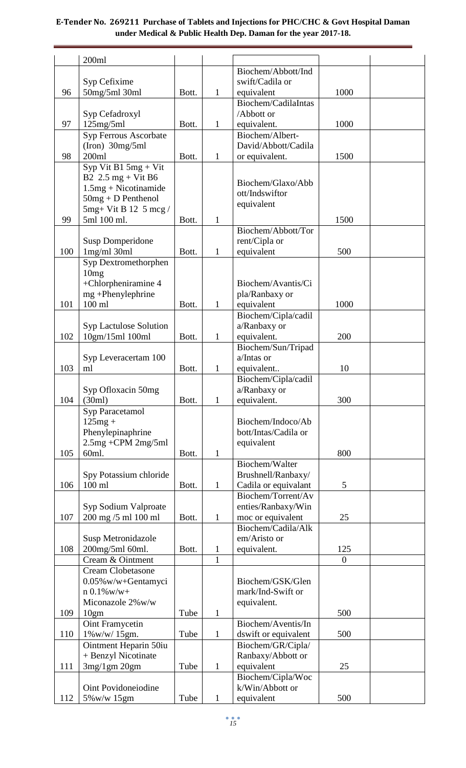| | 200ml | | | | | |
|---|---|---|---|---|---|---|
| 96 | Syp Cefixime 50mg/5ml 30ml | Bott. | 1 | Biochem/Abbott/Ind swift/Cadila or equivalent | 1000 | |
| 97 | Syp Cefadroxyl 125mg/5ml | Bott. | 1 | Biochem/CadilaIntas /Abbott or equivalent. | 1000 | |
| 98 | Syp Ferrous Ascorbate (Iron) 30mg/5ml 200ml | Bott. | 1 | Biochem/Albert-David/Abbott/Cadila or equivalent. | 1500 | |
| 99 | Syp Vit B1 5mg + Vit B2 2.5 mg + Vit B6 1.5mg + Nicotinamide 50mg + D Penthenol 5mg+ Vit B 12 5 mcg / 5ml 100 ml. | Bott. | 1 | Biochem/Glaxo/Abbott/Indswiftor equivalent | 1500 | |
| 100 | Susp Domperidone 1mg/ml 30ml | Bott. | 1 | Biochem/Abbott/Torrent/Cipla or equivalent | 500 | |
| 101 | Syp Dextromethorphen 10mg +Chlorpheniramine 4 mg +Phenylephrine 100 ml | Bott. | 1 | Biochem/Avantis/Cipla/Ranbaxy or equivalent | 1000 | |
| 102 | Syp Lactulose Solution 10gm/15ml 100ml | Bott. | 1 | Biochem/Cipla/cadila/Ranbaxy or equivalent. | 200 | |
| 103 | Syp Leveracertam 100 ml | Bott. | 1 | Biochem/Sun/Tripada/Intas or equivalent.. | 10 | |
| 104 | Syp Ofloxacin 50mg (30ml) | Bott. | 1 | Biochem/Cipla/cadila/Ranbaxy or equivalent. | 300 | |
| 105 | Syp Paracetamol 125mg + Phenylepinaphrine 2.5mg +CPM 2mg/5ml 60ml. | Bott. | 1 | Biochem/Indoco/Abbott/Intas/Cadila or equivalent | 800 | |
| 106 | Spy Potassium chloride 100 ml | Bott. | 1 | Biochem/Walter Brushnell/Ranbaxy/ Cadila or equivalant | 5 | |
| 107 | Syp Sodium Valproate 200 mg /5 ml 100 ml | Bott. | 1 | Biochem/Torrent/Aventies/Ranbaxy/Win moc or equivalent | 25 | |
| 108 | Susp Metronidazole 200mg/5ml 60ml. | Bott. | 1 | Biochem/Cadila/Alkem/Aristo or equivalent. | 125 | |
| | Cream & Ointment | | 1 | | 0 | |
| 109 | Cream Clobetasone 0.05%w/w+Gentamycin 0.1%w/w+ Miconazole 2%w/w 10gm | Tube | 1 | Biochem/GSK/Glenmark/Ind-Swift or equivalent. | 500 | |
| 110 | Oint Framycetin 1%w/w/ 15gm. | Tube | 1 | Biochem/Aventis/Indswift or equivalent | 500 | |
| 111 | Ointment Heparin 50iu + Benzyl Nicotinate 3mg/1gm 20gm | Tube | 1 | Biochem/GR/Cipla/ Ranbaxy/Abbott or equivalent | 25 | |
| 112 | Oint Povidoneiodine 5%w/w 15gm | Tube | 1 | Biochem/Cipla/Wock/Win/Abbott or equivalent | 500 | |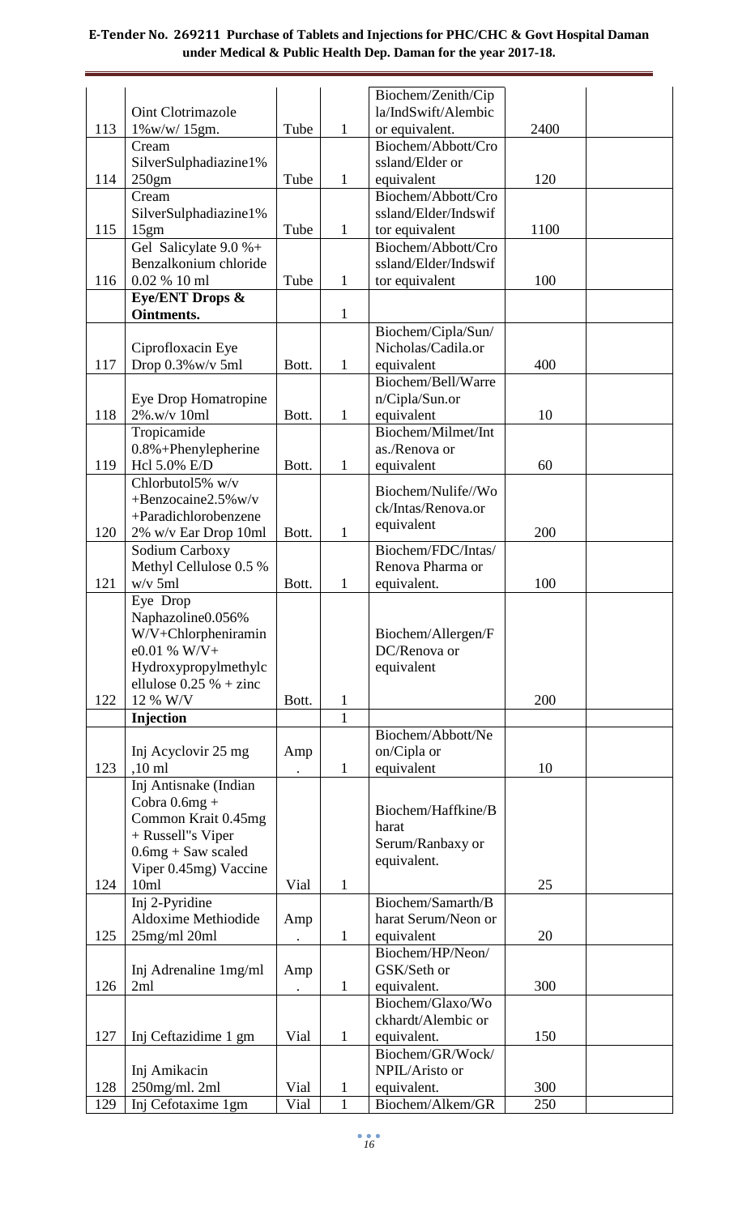| | | | | | | |
|---|---|---|---|---|---|---|
| 113 | Oint Clotrimazole 1%w/w/ 15gm. | Tube | 1 | Biochem/Zenith/Cipla/IndSwift/Alembic or equivalent. | 2400 | |
| 114 | Cream SilverSulphadiazine1% 250gm | Tube | 1 | Biochem/Abbott/Crossland/Elder or equivalent | 120 | |
| 115 | Cream SilverSulphadiazine1% 15gm | Tube | 1 | Biochem/Abbott/Crossland/Elder/Indswiftor equivalent | 1100 | |
| 116 | Gel Salicylate 9.0 %+ Benzalkonium chloride 0.02 % 10 ml | Tube | 1 | Biochem/Abbott/Crossland/Elder/Indswiftor equivalent | 100 | |
| | **Eye/ENT Drops & Ointments.** | | 1 | | | |
| 117 | Ciprofloxacin Eye Drop 0.3%w/v 5ml | Bott. | 1 | Biochem/Cipla/Sun/Nicholas/Cadila.or equivalent | 400 | |
| 118 | Eye Drop Homatropine 2%.w/v 10ml | Bott. | 1 | Biochem/Bell/Warren/Cipla/Sun.or equivalent | 10 | |
| 119 | Tropicamide 0.8%+Phenylepherine Hcl 5.0% E/D | Bott. | 1 | Biochem/Milmet/Intas./Renova or equivalent | 60 | |
| 120 | Chlorbutol5% w/v +Benzocaine2.5%w/v +Paradichlorobenzene 2% w/v Ear Drop 10ml | Bott. | 1 | Biochem/Nulife//Wock/Intas/Renova.or equivalent | 200 | |
| 121 | Sodium Carboxy Methyl Cellulose 0.5 % w/v 5ml | Bott. | 1 | Biochem/FDC/Intas/Renova Pharma or equivalent. | 100 | |
| 122 | Eye Drop Naphazoline0.056% W/V+Chlorpheniramine0.01 % W/V+ Hydroxypropylmethylcellulose 0.25 % + zinc 12 % W/V | Bott. | 1 | Biochem/Allergen/FDC/Renova or equivalent | 200 | |
| | **Injection** | | 1 | | | |
| 123 | Inj Acyclovir 25 mg ,10 ml | Amp. | 1 | Biochem/Abbott/Neon/Cipla or equivalent | 10 | |
| 124 | Inj Antisnake (Indian Cobra 0.6mg + Common Krait 0.45mg + Russell"s Viper 0.6mg + Saw scaled Viper 0.45mg) Vaccine 10ml | Vial | 1 | Biochem/Haffkine/Bharat Serum/Ranbaxy or equivalent. | 25 | |
| 125 | Inj 2-Pyridine Aldoxime Methiodide 25mg/ml 20ml | Amp. | 1 | Biochem/Samarth/Bharat Serum/Neon or equivalent | 20 | |
| 126 | Inj Adrenaline 1mg/ml 2ml | Amp. | 1 | Biochem/HP/Neon/GSK/Seth or equivalent. | 300 | |
| 127 | Inj Ceftazidime 1 gm | Vial | 1 | Biochem/Glaxo/Wockhardt/Alembic or equivalent. | 150 | |
| 128 | Inj Amikacin 250mg/ml. 2ml | Vial | 1 | Biochem/GR/Wock/NPIL/Aristo or equivalent. | 300 | |
| 129 | Inj Cefotaxime 1gm | Vial | 1 | Biochem/Alkem/GR | 250 | |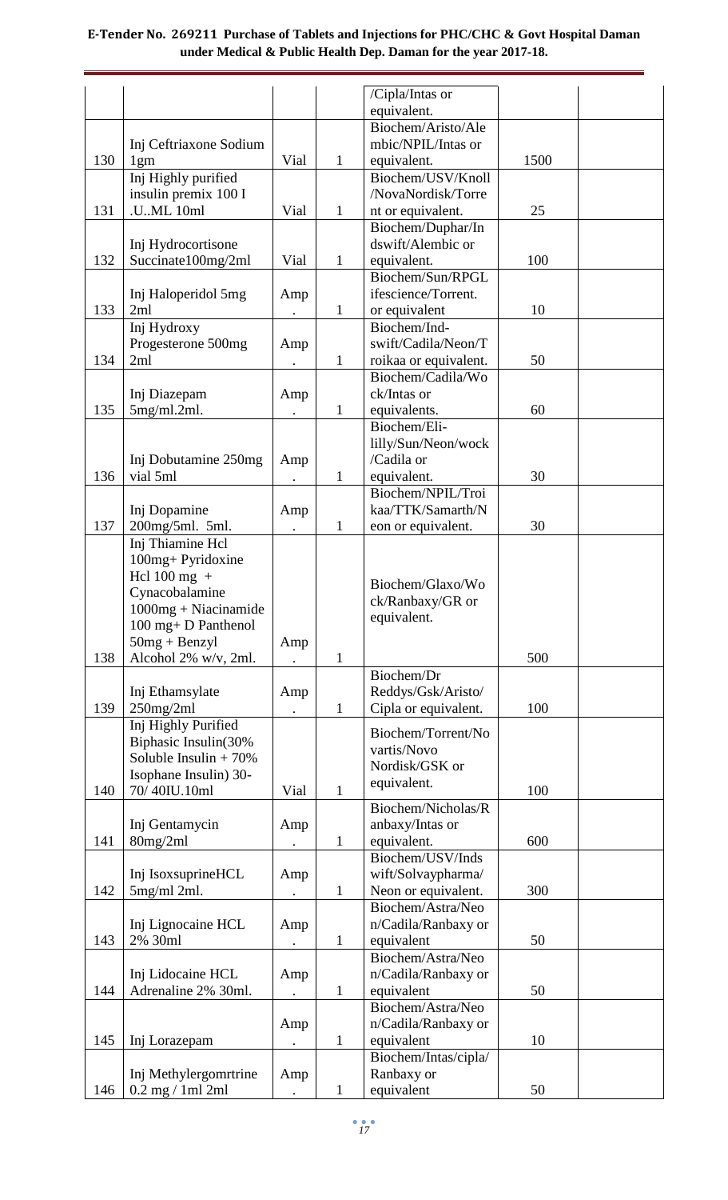**E-Tender No. 269211 Purchase of Tablets and Injections for PHC/CHC & Govt Hospital Daman under Medical & Public Health Dep. Daman for the year 2017-18.**

| | | | | | | |
|---|---|---|---|---|---|---|
| | | | | /Cipla/Intas or equivalent. | | |
| 130 | Inj Ceftriaxone Sodium 1gm | Vial | 1 | Biochem/Aristo/Alembic/NPIL/Intas or equivalent. | 1500 | |
| 131 | Inj Highly purified insulin premix 100 I .U..ML 10ml | Vial | 1 | Biochem/USV/Knoll /NovaNordisk/Torrent or equivalent. | 25 | |
| 132 | Inj Hydrocortisone Succinate100mg/2ml | Vial | 1 | Biochem/Duphar/Indswift/Alembic or equivalent. | 100 | |
| 133 | Inj Haloperidol 5mg 2ml | Amp. | 1 | Biochem/Sun/RPGLifescience/Torrent. or equivalent | 10 | |
| 134 | Inj Hydroxy Progesterone 500mg 2ml | Amp. | 1 | Biochem/Ind-swift/Cadila/Neon/Troikaa or equivalent. | 50 | |
| 135 | Inj Diazepam 5mg/ml.2ml. | Amp. | 1 | Biochem/Cadila/Wock/Intas or equivalents. | 60 | |
| 136 | Inj Dobutamine 250mg vial 5ml | Amp. | 1 | Biochem/Eli-lilly/Sun/Neon/wock /Cadila or equivalent. | 30 | |
| 137 | Inj Dopamine 200mg/5ml. 5ml. | Amp. | 1 | Biochem/NPIL/Troikaa/TTK/Samarth/Neon or equivalent. | 30 | |
| 138 | Inj Thiamine Hcl 100mg+ Pyridoxine Hcl 100 mg + Cynacobalamine 1000mg + Niacinamide 100 mg+ D Panthenol 50mg + Benzyl Alcohol 2% w/v, 2ml. | Amp. | 1 | Biochem/Glaxo/Wock/Ranbaxy/GR or equivalent. | 500 | |
| 139 | Inj Ethamsylate 250mg/2ml | Amp. | 1 | Biochem/Dr Reddys/Gsk/Aristo/ Cipla or equivalent. | 100 | |
| 140 | Inj Highly Purified Biphasic Insulin(30% Soluble Insulin + 70% Isophane Insulin) 30-70/ 40IU.10ml | Vial | 1 | Biochem/Torrent/Novartis/Novo Nordisk/GSK or equivalent. | 100 | |
| 141 | Inj Gentamycin 80mg/2ml | Amp. | 1 | Biochem/Nicholas/Ranbaxy/Intas or equivalent. | 600 | |
| 142 | Inj IsoxsuprineHCL 5mg/ml 2ml. | Amp. | 1 | Biochem/USV/Indswift/Solvaypharma/ Neon or equivalent. | 300 | |
| 143 | Inj Lignocaine HCL 2% 30ml | Amp. | 1 | Biochem/Astra/Neon/Cadila/Ranbaxy or equivalent | 50 | |
| 144 | Inj Lidocaine HCL Adrenaline 2% 30ml. | Amp. | 1 | Biochem/Astra/Neon/Cadila/Ranbaxy or equivalent | 50 | |
| 145 | Inj Lorazepam | Amp. | 1 | Biochem/Astra/Neon/Cadila/Ranbaxy or equivalent | 10 | |
| 146 | Inj Methylergomrtrine 0.2 mg / 1ml 2ml | Amp. | 1 | Biochem/Intas/cipla/ Ranbaxy or equivalent | 50 | |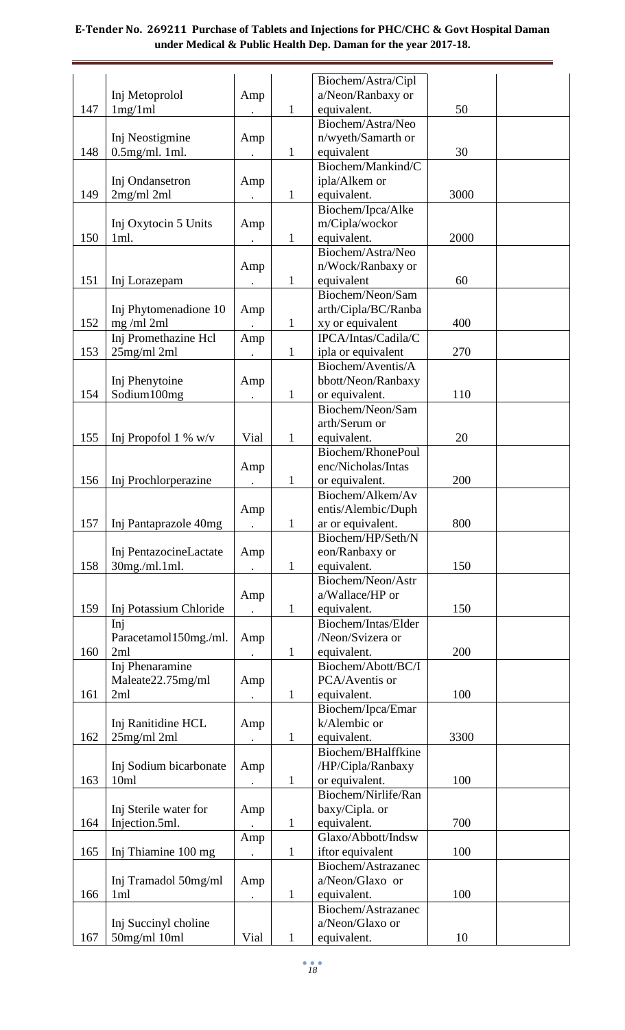**E-Tender No. 269211 Purchase of Tablets and Injections for PHC/CHC & Govt Hospital Daman under Medical & Public Health Dep. Daman for the year 2017-18.**

| | | | | | | |
|---|---|---|---|---|---|---|
| 147 | Inj Metoprolol 1mg/1ml | Amp. | 1 | Biochem/Astra/Cipla/Neon/Ranbaxy or equivalent. | 50 | |
| 148 | Inj Neostigmine 0.5mg/ml. 1ml. | Amp. | 1 | Biochem/Astra/Neon/wyeth/Samarth or equivalent | 30 | |
| 149 | Inj Ondansetron 2mg/ml 2ml | Amp. | 1 | Biochem/Mankind/Cipla/Alkem or equivalent. | 3000 | |
| 150 | Inj Oxytocin 5 Units 1ml. | Amp. | 1 | Biochem/Ipca/Alkem/Cipla/wockor equivalent. | 2000 | |
| 151 | Inj Lorazepam | Amp. | 1 | Biochem/Astra/Neon/Wock/Ranbaxy or equivalent | 60 | |
| 152 | Inj Phytomenadione 10 mg /ml 2ml | Amp. | 1 | Biochem/Neon/Samarth/Cipla/BC/Ranbaxy or equivalent | 400 | |
| 153 | Inj Promethazine Hcl 25mg/ml 2ml | Amp. | 1 | IPCA/Intas/Cadila/Cipla or equivalent | 270 | |
| 154 | Inj Phenytoine Sodium100mg | Amp. | 1 | Biochem/Aventis/Abbott/Neon/Ranbaxy or equivalent. | 110 | |
| 155 | Inj Propofol 1 % w/v | Vial | 1 | Biochem/Neon/Samarth/Serum or equivalent. | 20 | |
| 156 | Inj Prochlorperazine | Amp. | 1 | Biochem/RhonePoulenc/Nicholas/Intas or equivalent. | 200 | |
| 157 | Inj Pantaprazole 40mg | Amp. | 1 | Biochem/Alkem/Aventis/Alembic/Duphar or equivalent. | 800 | |
| 158 | Inj PentazocineLactate 30mg./ml.1ml. | Amp. | 1 | Biochem/HP/Seth/Neon/Ranbaxy or equivalent. | 150 | |
| 159 | Inj Potassium Chloride | Amp. | 1 | Biochem/Neon/Astra/Wallace/HP or equivalent. | 150 | |
| 160 | Inj Paracetamol150mg./ml. 2ml | Amp. | 1 | Biochem/Intas/Elder/Neon/Svizera or equivalent. | 200 | |
| 161 | Inj Phenaramine Maleate22.75mg/ml 2ml | Amp. | 1 | Biochem/Abott/BC/IPCA/Aventis or equivalent. | 100 | |
| 162 | Inj Ranitidine HCL 25mg/ml 2ml | Amp. | 1 | Biochem/Ipca/Emark/Alembic or equivalent. | 3300 | |
| 163 | Inj Sodium bicarbonate 10ml | Amp. | 1 | Biochem/BHalffkine/HP/Cipla/Ranbaxy or equivalent. | 100 | |
| 164 | Inj Sterile water for Injection.5ml. | Amp. | 1 | Biochem/Nirlife/Ranbaxy/Cipla. or equivalent. | 700 | |
| 165 | Inj Thiamine 100 mg | Amp. | 1 | Glaxo/Abbott/Indswiftor equivalent | 100 | |
| 166 | Inj Tramadol 50mg/ml 1ml | Amp. | 1 | Biochem/Astrazaneca/Neon/Glaxo or equivalent. | 100 | |
| 167 | Inj Succinyl choline 50mg/ml 10ml | Vial | 1 | Biochem/Astrazaneca/Neon/Glaxo or equivalent. | 10 | |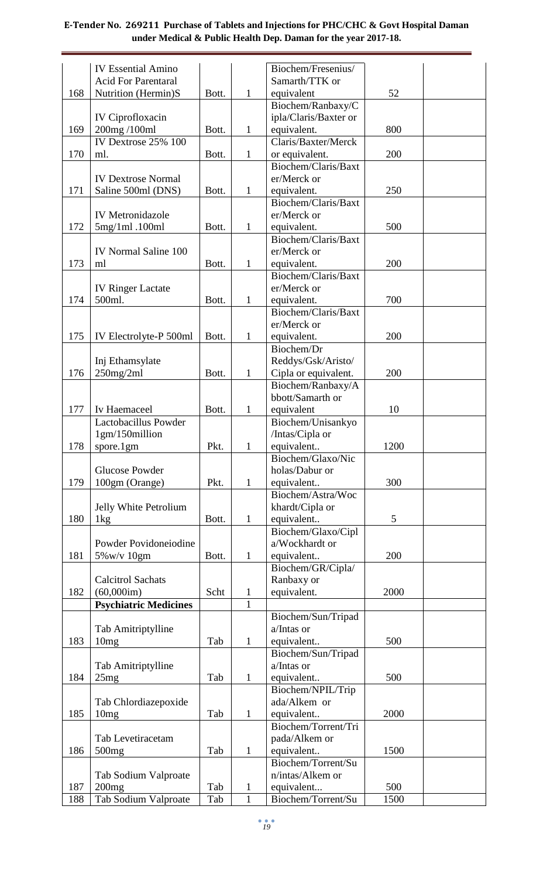| 168 | IV Essential Amino Acid For Parentaral Nutrition (Hermin)S | Bott. | 1 | Biochem/Fresenius/ Samarth/TTK or equivalent | 52 | |
|---|---|---|---|---|---|---|
| 169 | IV Ciprofloxacin 200mg /100ml | Bott. | 1 | Biochem/Ranbaxy/Cipla/Claris/Baxter or equivalent. | 800 | |
| 170 | IV Dextrose 25% 100 ml. | Bott. | 1 | Claris/Baxter/Merck or equivalent. | 200 | |
| 171 | IV Dextrose Normal Saline 500ml (DNS) | Bott. | 1 | Biochem/Claris/Baxter/Merck or equivalent. | 250 | |
| 172 | IV Metronidazole 5mg/1ml .100ml | Bott. | 1 | Biochem/Claris/Baxter/Merck or equivalent. | 500 | |
| 173 | IV Normal Saline 100 ml | Bott. | 1 | Biochem/Claris/Baxter/Merck or equivalent. | 200 | |
| 174 | IV Ringer Lactate 500ml. | Bott. | 1 | Biochem/Claris/Baxter/Merck or equivalent. | 700 | |
| 175 | IV Electrolyte-P 500ml | Bott. | 1 | Biochem/Claris/Baxter/Merck or equivalent. | 200 | |
| 176 | Inj Ethamsylate 250mg/2ml | Bott. | 1 | Biochem/Dr Reddys/Gsk/Aristo/ Cipla or equivalent. | 200 | |
| 177 | Iv Haemaceel | Bott. | 1 | Biochem/Ranbaxy/Abbott/Samarth or equivalent | 10 | |
| 178 | Lactobacillus Powder 1gm/150million spore.1gm | Pkt. | 1 | Biochem/Unisankyo /Intas/Cipla or equivalent.. | 1200 | |
| 179 | Glucose Powder 100gm (Orange) | Pkt. | 1 | Biochem/Glaxo/Nicholas/Dabur or equivalent.. | 300 | |
| 180 | Jelly White Petrolium 1kg | Bott. | 1 | Biochem/Astra/Wockhardt/Cipla or equivalent.. | 5 | |
| 181 | Powder Povidoneiodine 5%w/v 10gm | Bott. | 1 | Biochem/Glaxo/Cipla/Wockhardt or equivalent.. | 200 | |
| 182 | Calcitrol Sachats (60,000im) | Scht | 1 | Biochem/GR/Cipla/ Ranbaxy or equivalent. | 2000 | |
| | **Psychiatric Medicines** | | 1 | | | |
| 183 | Tab Amitriptylline 10mg | Tab | 1 | Biochem/Sun/Tripada/Intas or equivalent.. | 500 | |
| 184 | Tab Amitriptylline 25mg | Tab | 1 | Biochem/Sun/Tripada/Intas or equivalent.. | 500 | |
| 185 | Tab Chlordiazepoxide 10mg | Tab | 1 | Biochem/NPIL/Tripada/Alkem or equivalent.. | 2000 | |
| 186 | Tab Levetiracetam 500mg | Tab | 1 | Biochem/Torrent/Tripada/Alkem or equivalent.. | 1500 | |
| 187 | Tab Sodium Valproate 200mg | Tab | 1 | Biochem/Torrent/Sun/intas/Alkem or equivalent... | 500 | |
| 188 | Tab Sodium Valproate | Tab | 1 | Biochem/Torrent/Su | 1500 | |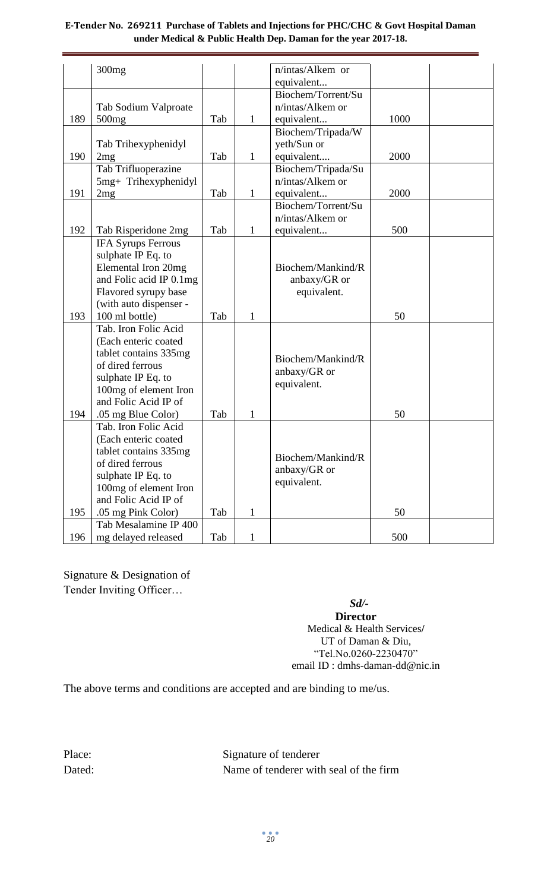| | | | | | | |
|---|---|---|---|---|---|---|
| | 300mg | | | n/intas/Alkem or equivalent... | | |
| 189 | Tab Sodium Valproate 500mg | Tab | 1 | Biochem/Torrent/Sun/intas/Alkem or equivalent... | 1000 | |
| 190 | Tab Trihexyphenidyl 2mg | Tab | 1 | Biochem/Tripada/Wyeth/Sun or equivalent.... | 2000 | |
| 191 | Tab Trifluoperazine 5mg+ Trihexyphenidyl 2mg | Tab | 1 | Biochem/Tripada/Sun/intas/Alkem or equivalent... | 2000 | |
| 192 | Tab Risperidone 2mg | Tab | 1 | Biochem/Torrent/Sun/intas/Alkem or equivalent... | 500 | |
| 193 | IFA Syrups Ferrous sulphate IP Eq. to Elemental Iron 20mg and Folic acid IP 0.1mg Flavored syrupy base (with auto dispenser - 100 ml bottle) | Tab | 1 | Biochem/Mankind/Ranbaxy/GR or equivalent. | 50 | |
| 194 | Tab. Iron Folic Acid (Each enteric coated tablet contains 335mg of dired ferrous sulphate IP Eq. to 100mg of element Iron and Folic Acid IP of .05 mg Blue Color) | Tab | 1 | Biochem/Mankind/Ranbaxy/GR or equivalent. | 50 | |
| 195 | Tab. Iron Folic Acid (Each enteric coated tablet contains 335mg of dired ferrous sulphate IP Eq. to 100mg of element Iron and Folic Acid IP of .05 mg Pink Color) | Tab | 1 | Biochem/Mankind/Ranbaxy/GR or equivalent. | 50 | |
| 196 | Tab Mesalamine IP 400 mg delayed released | Tab | 1 | | 500 | |

Signature & Designation of
Tender Inviting Officer…

*Sd/-*
**Director**
Medical & Health Services/
UT of Daman & Diu,
"Tel.No.0260-2230470"
email ID : dmhs-daman-dd@nic.in

The above terms and conditions are accepted and are binding to me/us.

Place: Signature of tenderer
Dated: Name of tenderer with seal of the firm